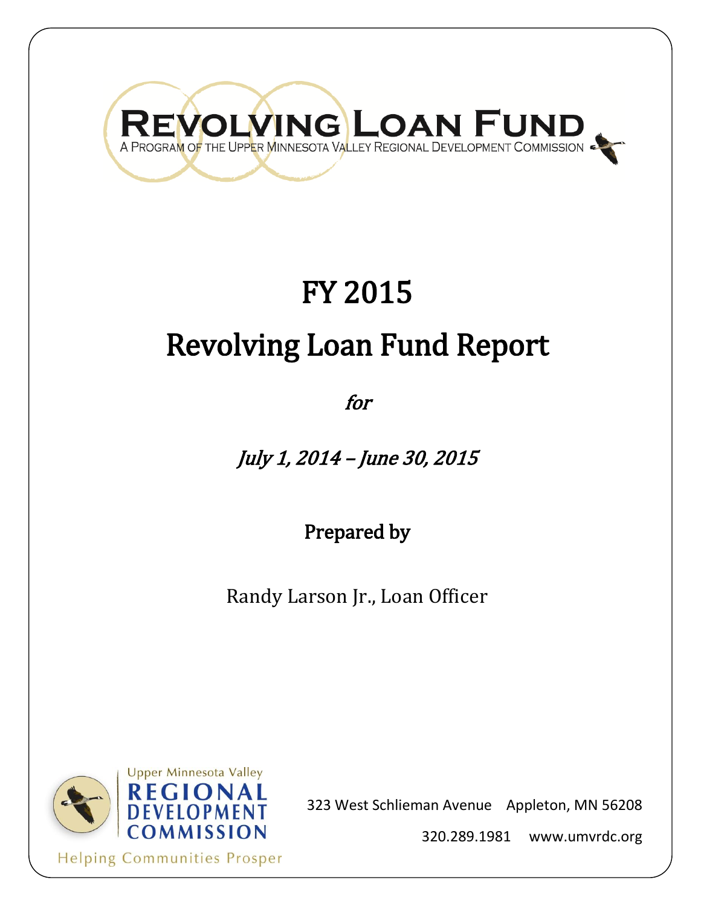# Revolving Loan Fund

A Program of the Upper Minnesota Valley Regional Development Commission

# FY 2015

# Revolving Loan Fund Report

*for*

*July 1, 2014 – June 30, 2015*

**Prepared by**

Randy Larson Jr., Loan Officer

Upper Minnesota Valley Regional Development Commission

Helping Communities Prosper

323 West Schlieman Avenue Appleton, MN 56208

320.289.1981 www.umvrdc.org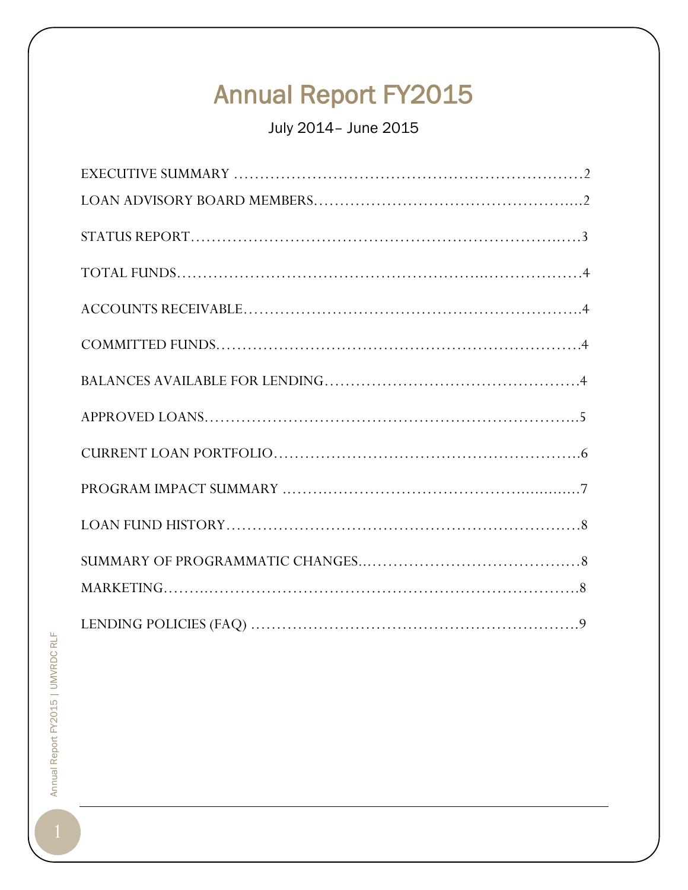# Annual Report FY2015

July 2014– June 2015

EXECUTIVE SUMMARY ……………………………………………………………2

LOAN ADVISORY BOARD MEMBERS……………………………………………2

STATUS REPORT……………………………………………………………………3

TOTAL FUNDS………………………………………………………………………4

ACCOUNTS RECEIVABLE…………………………………………………………4

COMMITTED FUNDS………………………………………………………………4

BALANCES AVAILABLE FOR LENDING…………………………………………4

APPROVED LOANS…………………………………………………………………5

CURRENT LOAN PORTFOLIO……………………………………………………6

PROGRAM IMPACT SUMMARY …………………………………………………7

LOAN FUND HISTORY……………………………………………………………8

SUMMARY OF PROGRAMMATIC CHANGES……………………………………8

MARKETING…………………………………………………………………………8

LENDING POLICIES (FAQ) ………………………………………………………9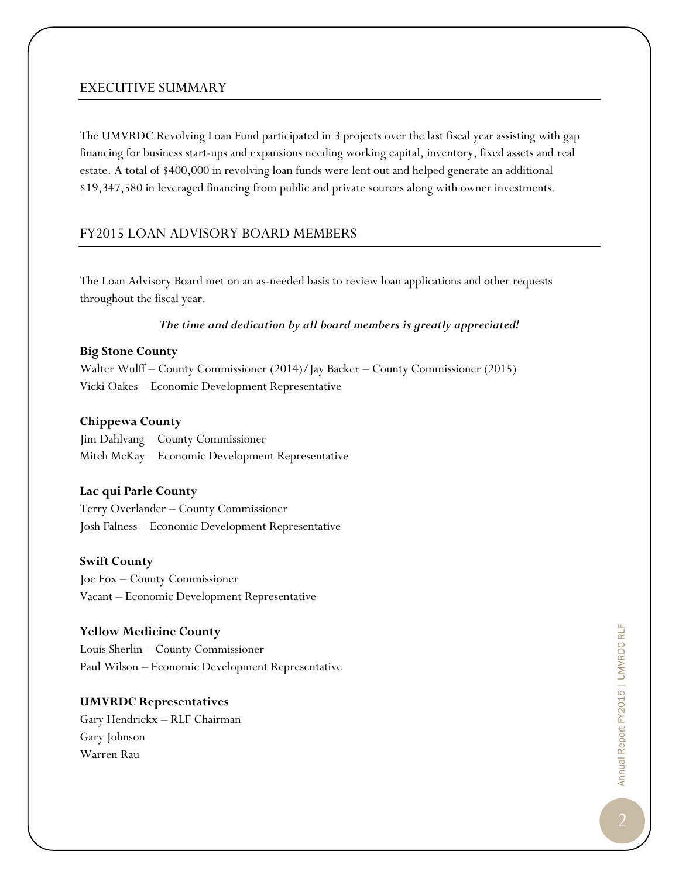## EXECUTIVE SUMMARY

The UMVRDC Revolving Loan Fund participated in 3 projects over the last fiscal year assisting with gap financing for business start-ups and expansions needing working capital, inventory, fixed assets and real estate. A total of $400,000 in revolving loan funds were lent out and helped generate an additional $19,347,580 in leveraged financing from public and private sources along with owner investments.

## FY2015 LOAN ADVISORY BOARD MEMBERS

The Loan Advisory Board met on an as-needed basis to review loan applications and other requests throughout the fiscal year.

***The time and dedication by all board members is greatly appreciated!***

**Big Stone County**
Walter Wulff – County Commissioner (2014)/Jay Backer – County Commissioner (2015)
Vicki Oakes – Economic Development Representative

**Chippewa County**
Jim Dahlvang – County Commissioner
Mitch McKay – Economic Development Representative

**Lac qui Parle County**
Terry Overlander – County Commissioner
Josh Falness – Economic Development Representative

**Swift County**
Joe Fox – County Commissioner
Vacant – Economic Development Representative

**Yellow Medicine County**
Louis Sherlin – County Commissioner
Paul Wilson – Economic Development Representative

**UMVRDC Representatives**
Gary Hendrickx – RLF Chairman
Gary Johnson
Warren Rau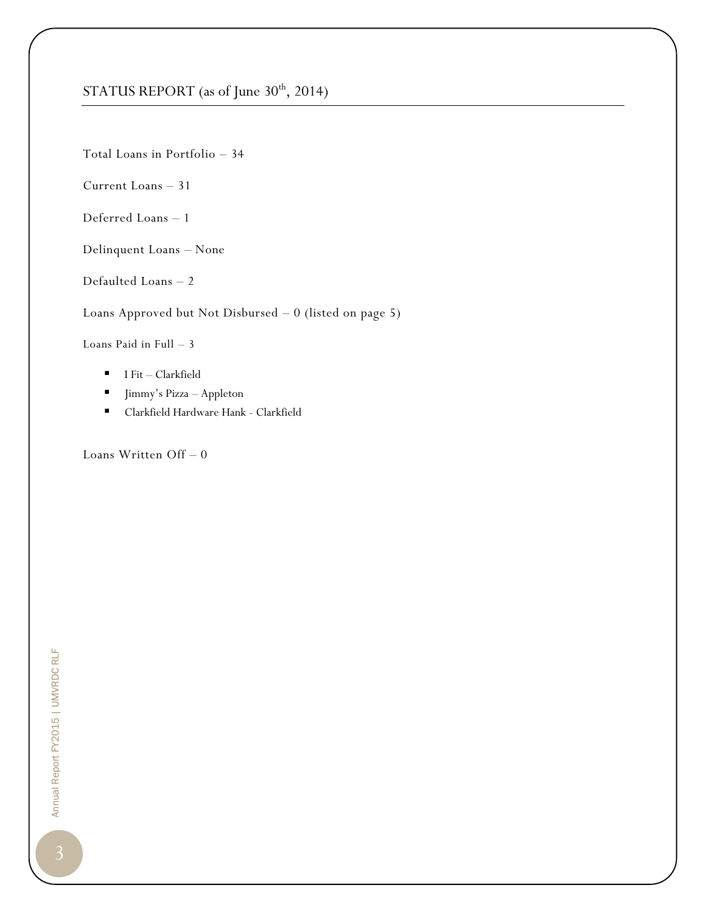## STATUS REPORT (as of June 30th, 2014)

Total Loans in Portfolio – 34

Current Loans – 31

Deferred Loans – 1

Delinquent Loans – None

Defaulted Loans – 2

Loans Approved but Not Disbursed – 0 (listed on page 5)

Loans Paid in Full – 3

- I Fit – Clarkfield
- Jimmy's Pizza – Appleton
- Clarkfield Hardware Hank - Clarkfield

Loans Written Off – 0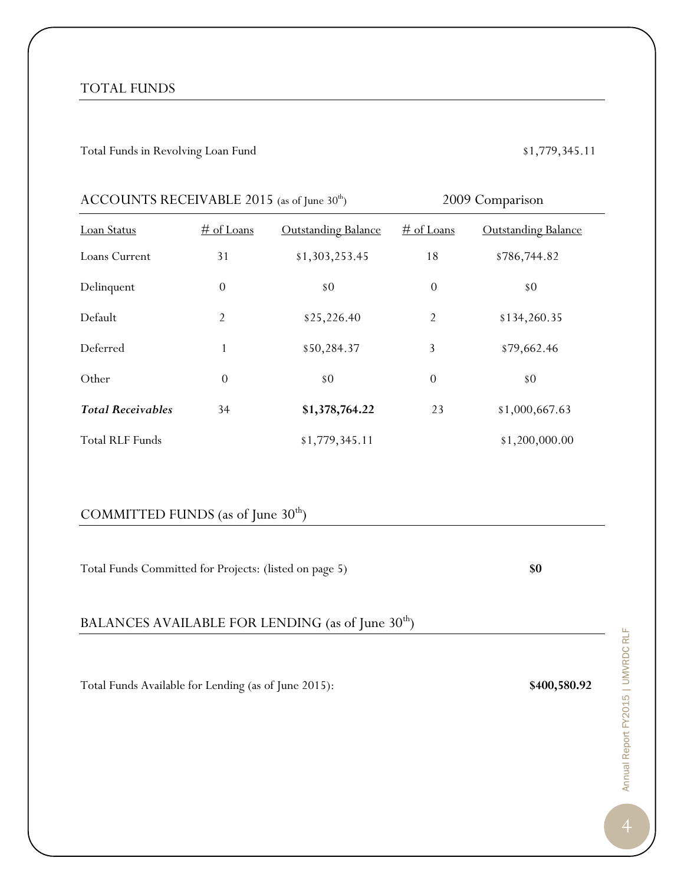## TOTAL FUNDS

Total Funds in Revolving Loan Fund $1,779,345.11

## ACCOUNTS RECEIVABLE 2015 (as of June 30th)

| Loan Status | # of Loans | Outstanding Balance | 2009 Comparison # of Loans | 2009 Comparison Outstanding Balance |
|---|---|---|---|---|
| Loans Current | 31 | $1,303,253.45 | 18 | $786,744.82 |
| Delinquent | 0 | $0 | 0 | $0 |
| Default | 2 | $25,226.40 | 2 | $134,260.35 |
| Deferred | 1 | $50,284.37 | 3 | $79,662.46 |
| Other | 0 | $0 | 0 | $0 |
| ***Total Receivables*** | 34 | **$1,378,764.22** | 23 | $1,000,667.63 |
| Total RLF Funds | | $1,779,345.11 | | $1,200,000.00 |

## COMMITTED FUNDS (as of June 30th)

Total Funds Committed for Projects: (listed on page 5) **$0**

## BALANCES AVAILABLE FOR LENDING (as of June 30th)

Total Funds Available for Lending (as of June 2015): **$400,580.92**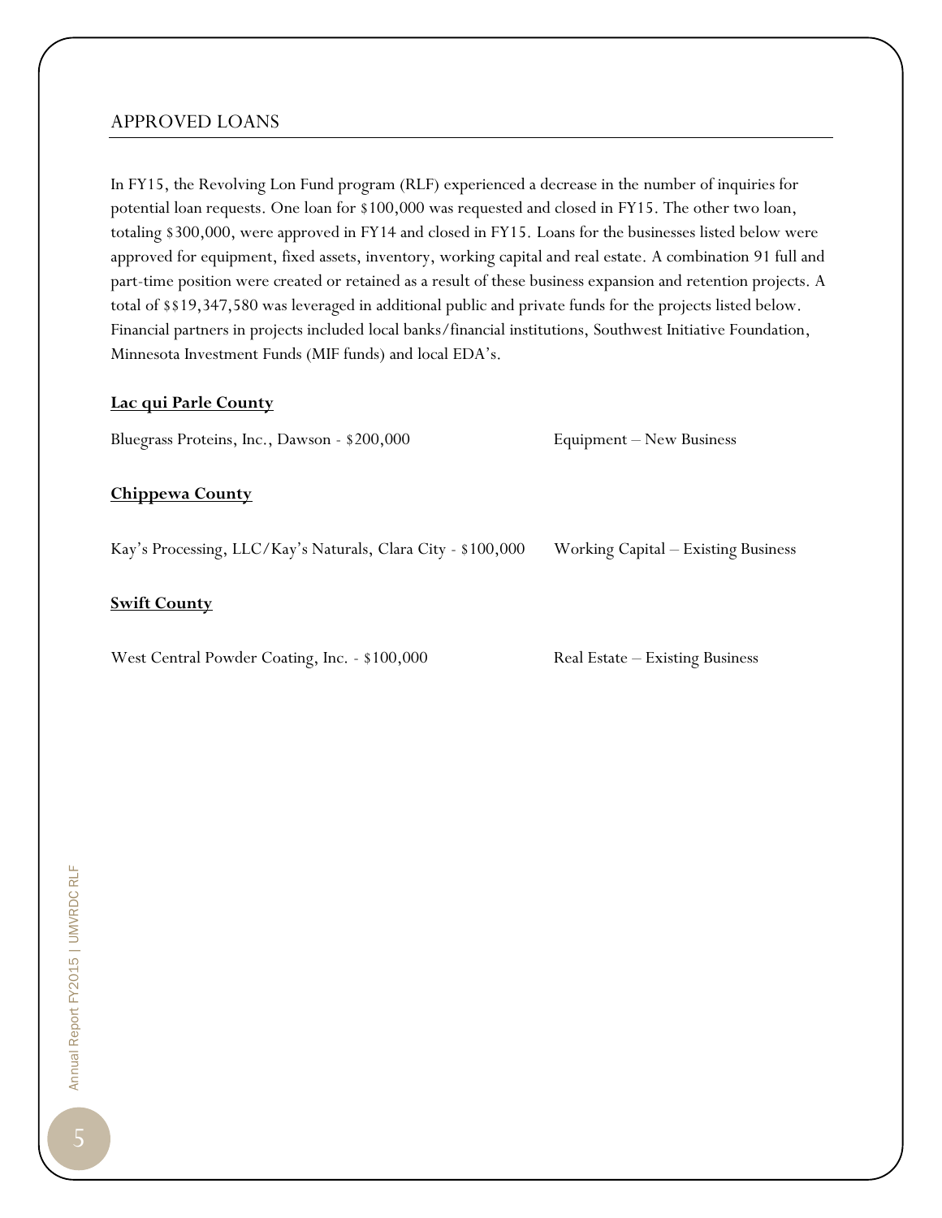## APPROVED LOANS

In FY15, the Revolving Lon Fund program (RLF) experienced a decrease in the number of inquiries for potential loan requests. One loan for $100,000 was requested and closed in FY15. The other two loan, totaling $300,000, were approved in FY14 and closed in FY15. Loans for the businesses listed below were approved for equipment, fixed assets, inventory, working capital and real estate. A combination 91 full and part-time position were created or retained as a result of these business expansion and retention projects. A total of $$19,347,580 was leveraged in additional public and private funds for the projects listed below. Financial partners in projects included local banks/financial institutions, Southwest Initiative Foundation, Minnesota Investment Funds (MIF funds) and local EDA's.

**Lac qui Parle County**

Bluegrass Proteins, Inc., Dawson - $200,000 — Equipment – New Business

**Chippewa County**

Kay's Processing, LLC/Kay's Naturals, Clara City - $100,000 — Working Capital – Existing Business

**Swift County**

West Central Powder Coating, Inc. - $100,000 — Real Estate – Existing Business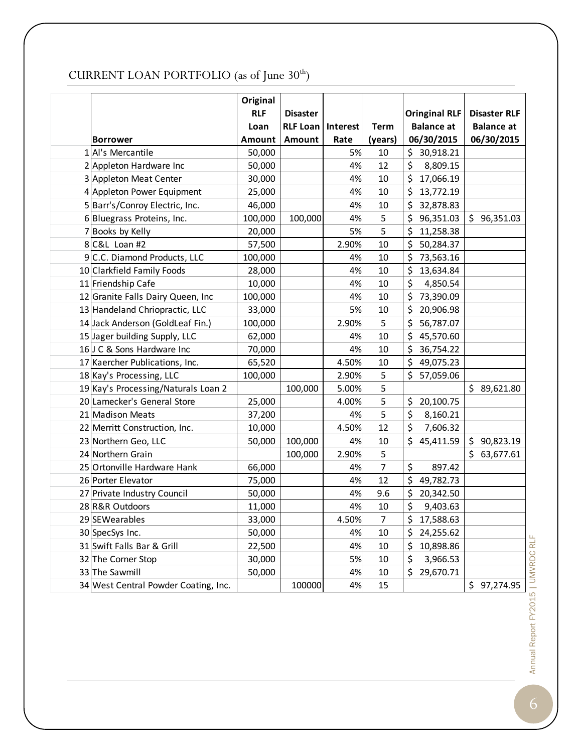## CURRENT LOAN PORTFOLIO (as of June 30th)

| | Borrower | Original RLF Loan Amount | Disaster RLF Loan Amount | Interest Rate | Term (years) | Oringinal RLF Balance at 06/30/2015 | Disaster RLF Balance at 06/30/2015 |
|---|---|---|---|---|---|---|---|
| 1 | Al's Mercantile | 50,000 | | 5% | 10 | $ 30,918.21 | |
| 2 | Appleton Hardware Inc | 50,000 | | 4% | 12 | $ 8,809.15 | |
| 3 | Appleton Meat Center | 30,000 | | 4% | 10 | $ 17,066.19 | |
| 4 | Appleton Power Equipment | 25,000 | | 4% | 10 | $ 13,772.19 | |
| 5 | Barr's/Conroy Electric, Inc. | 46,000 | | 4% | 10 | $ 32,878.83 | |
| 6 | Bluegrass Proteins, Inc. | 100,000 | 100,000 | 4% | 5 | $ 96,351.03 | $ 96,351.03 |
| 7 | Books by Kelly | 20,000 | | 5% | 5 | $ 11,258.38 | |
| 8 | C&L Loan #2 | 57,500 | | 2.90% | 10 | $ 50,284.37 | |
| 9 | C.C. Diamond Products, LLC | 100,000 | | 4% | 10 | $ 73,563.16 | |
| 10 | Clarkfield Family Foods | 28,000 | | 4% | 10 | $ 13,634.84 | |
| 11 | Friendship Cafe | 10,000 | | 4% | 10 | $ 4,850.54 | |
| 12 | Granite Falls Dairy Queen, Inc | 100,000 | | 4% | 10 | $ 73,390.09 | |
| 13 | Handeland Chriopractic, LLC | 33,000 | | 5% | 10 | $ 20,906.98 | |
| 14 | Jack Anderson (GoldLeaf Fin.) | 100,000 | | 2.90% | 5 | $ 56,787.07 | |
| 15 | Jager building Supply, LLC | 62,000 | | 4% | 10 | $ 45,570.60 | |
| 16 | J C & Sons Hardware Inc | 70,000 | | 4% | 10 | $ 36,754.22 | |
| 17 | Kaercher Publications, Inc. | 65,520 | | 4.50% | 10 | $ 49,075.23 | |
| 18 | Kay's Processing, LLC | 100,000 | | 2.90% | 5 | $ 57,059.06 | |
| 19 | Kay's Processing/Naturals Loan 2 | | 100,000 | 5.00% | 5 | | $ 89,621.80 |
| 20 | Lamecker's General Store | 25,000 | | 4.00% | 5 | $ 20,100.75 | |
| 21 | Madison Meats | 37,200 | | 4% | 5 | $ 8,160.21 | |
| 22 | Merritt Construction, Inc. | 10,000 | | 4.50% | 12 | $ 7,606.32 | |
| 23 | Northern Geo, LLC | 50,000 | 100,000 | 4% | 10 | $ 45,411.59 | $ 90,823.19 |
| 24 | Northern Grain | | 100,000 | 2.90% | 5 | | $ 63,677.61 |
| 25 | Ortonville Hardware Hank | 66,000 | | 4% | 7 | $ 897.42 | |
| 26 | Porter Elevator | 75,000 | | 4% | 12 | $ 49,782.73 | |
| 27 | Private Industry Council | 50,000 | | 4% | 9.6 | $ 20,342.50 | |
| 28 | R&R Outdoors | 11,000 | | 4% | 10 | $ 9,403.63 | |
| 29 | SEWearables | 33,000 | | 4.50% | 7 | $ 17,588.63 | |
| 30 | SpecSys Inc. | 50,000 | | 4% | 10 | $ 24,255.62 | |
| 31 | Swift Falls Bar & Grill | 22,500 | | 4% | 10 | $ 10,898.86 | |
| 32 | The Corner Stop | 30,000 | | 5% | 10 | $ 3,966.53 | |
| 33 | The Sawmill | 50,000 | | 4% | 10 | $ 29,670.71 | |
| 34 | West Central Powder Coating, Inc. | | 100000 | 4% | 15 | | $ 97,274.95 |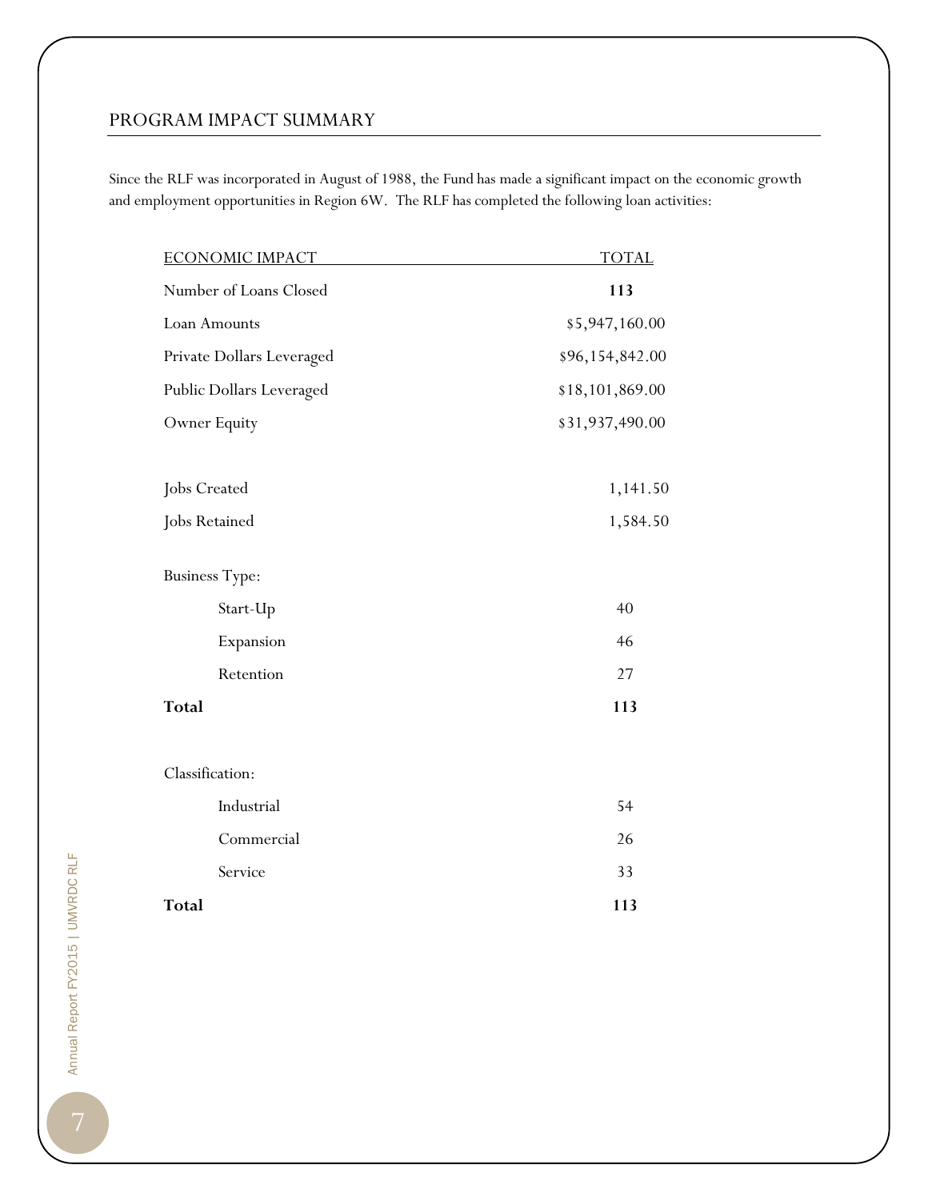## PROGRAM IMPACT SUMMARY

Since the RLF was incorporated in August of 1988, the Fund has made a significant impact on the economic growth and employment opportunities in Region 6W. The RLF has completed the following loan activities:

| ECONOMIC IMPACT | TOTAL |
|---|---|
| Number of Loans Closed | **113** |
| Loan Amounts | $5,947,160.00 |
| Private Dollars Leveraged | $96,154,842.00 |
| Public Dollars Leveraged | $18,101,869.00 |
| Owner Equity | $31,937,490.00 |
| | |
| Jobs Created | 1,141.50 |
| Jobs Retained | 1,584.50 |
| | |
| Business Type: | |
| Start-Up | 40 |
| Expansion | 46 |
| Retention | 27 |
| **Total** | **113** |
| | |
| Classification: | |
| Industrial | 54 |
| Commercial | 26 |
| Service | 33 |
| **Total** | **113** |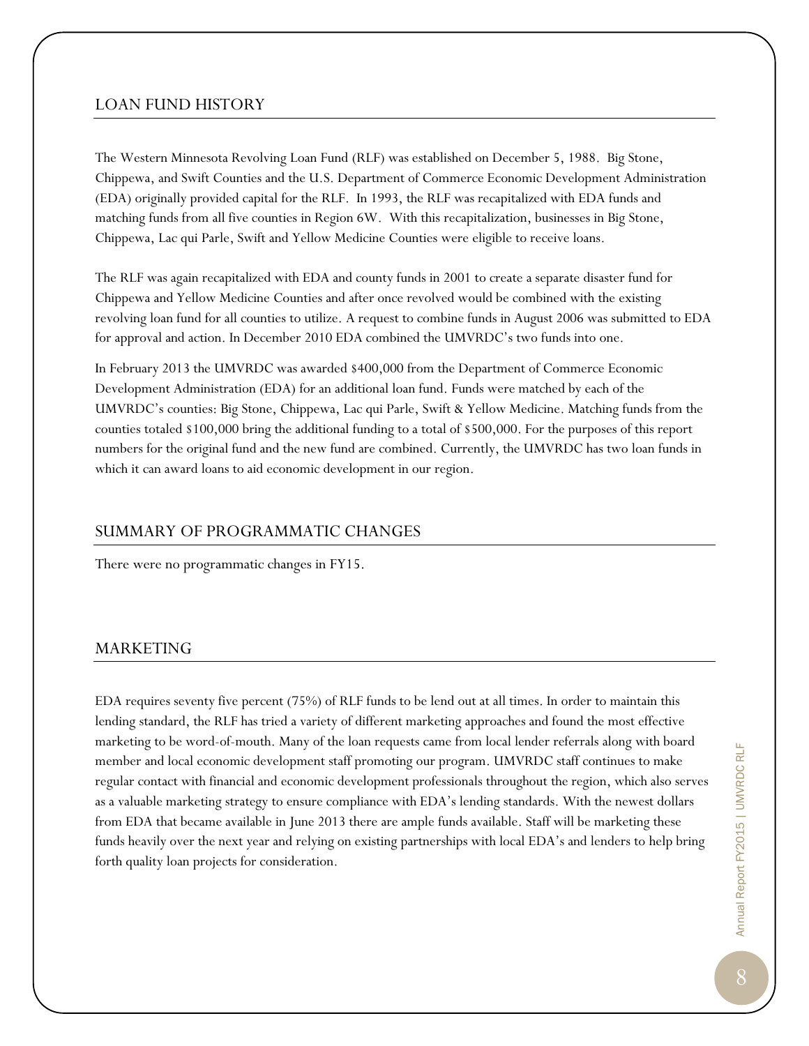## LOAN FUND HISTORY

The Western Minnesota Revolving Loan Fund (RLF) was established on December 5, 1988. Big Stone, Chippewa, and Swift Counties and the U.S. Department of Commerce Economic Development Administration (EDA) originally provided capital for the RLF. In 1993, the RLF was recapitalized with EDA funds and matching funds from all five counties in Region 6W. With this recapitalization, businesses in Big Stone, Chippewa, Lac qui Parle, Swift and Yellow Medicine Counties were eligible to receive loans.

The RLF was again recapitalized with EDA and county funds in 2001 to create a separate disaster fund for Chippewa and Yellow Medicine Counties and after once revolved would be combined with the existing revolving loan fund for all counties to utilize. A request to combine funds in August 2006 was submitted to EDA for approval and action. In December 2010 EDA combined the UMVRDC's two funds into one.

In February 2013 the UMVRDC was awarded $400,000 from the Department of Commerce Economic Development Administration (EDA) for an additional loan fund. Funds were matched by each of the UMVRDC's counties: Big Stone, Chippewa, Lac qui Parle, Swift & Yellow Medicine. Matching funds from the counties totaled $100,000 bring the additional funding to a total of $500,000. For the purposes of this report numbers for the original fund and the new fund are combined. Currently, the UMVRDC has two loan funds in which it can award loans to aid economic development in our region.

## SUMMARY OF PROGRAMMATIC CHANGES

There were no programmatic changes in FY15.

## MARKETING

EDA requires seventy five percent (75%) of RLF funds to be lend out at all times. In order to maintain this lending standard, the RLF has tried a variety of different marketing approaches and found the most effective marketing to be word-of-mouth. Many of the loan requests came from local lender referrals along with board member and local economic development staff promoting our program. UMVRDC staff continues to make regular contact with financial and economic development professionals throughout the region, which also serves as a valuable marketing strategy to ensure compliance with EDA's lending standards. With the newest dollars from EDA that became available in June 2013 there are ample funds available. Staff will be marketing these funds heavily over the next year and relying on existing partnerships with local EDA's and lenders to help bring forth quality loan projects for consideration.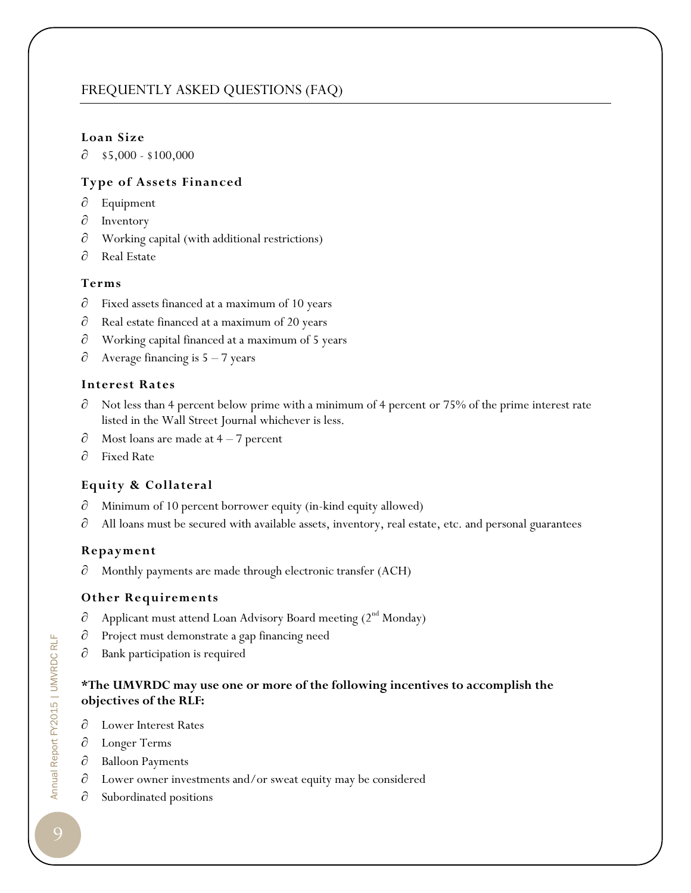## FREQUENTLY ASKED QUESTIONS (FAQ)

### Loan Size

- $5,000 - $100,000

### Type of Assets Financed

- Equipment
- Inventory
- Working capital (with additional restrictions)
- Real Estate

### Terms

- Fixed assets financed at a maximum of 10 years
- Real estate financed at a maximum of 20 years
- Working capital financed at a maximum of 5 years
- Average financing is 5 – 7 years

### Interest Rates

- Not less than 4 percent below prime with a minimum of 4 percent or 75% of the prime interest rate listed in the Wall Street Journal whichever is less.
- Most loans are made at 4 – 7 percent
- Fixed Rate

### Equity & Collateral

- Minimum of 10 percent borrower equity (in-kind equity allowed)
- All loans must be secured with available assets, inventory, real estate, etc. and personal guarantees

### Repayment

- Monthly payments are made through electronic transfer (ACH)

### Other Requirements

- Applicant must attend Loan Advisory Board meeting (2nd Monday)
- Project must demonstrate a gap financing need
- Bank participation is required

**\*The UMVRDC may use one or more of the following incentives to accomplish the objectives of the RLF:**

- Lower Interest Rates
- Longer Terms
- Balloon Payments
- Lower owner investments and/or sweat equity may be considered
- Subordinated positions